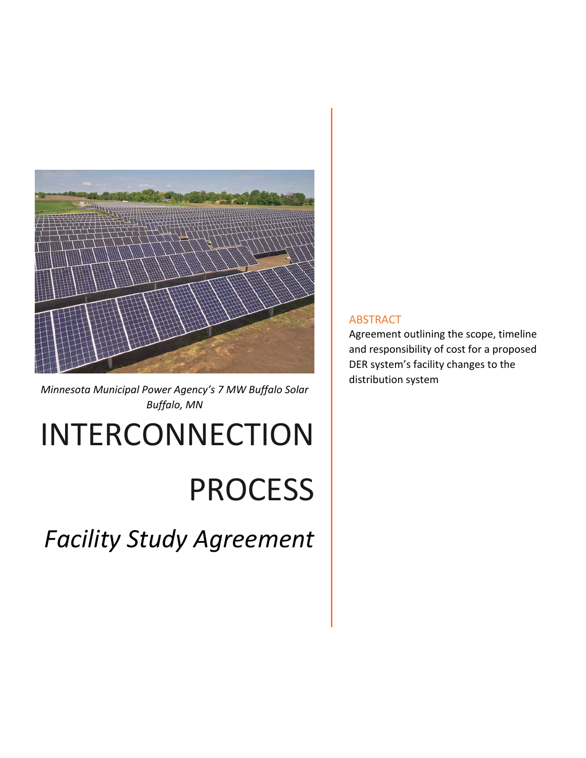*Minnesota Municipal Power Agency's 7 MW Buffalo Solar Buffalo, MN*

# INTERCONNECTION PROCESS

## *Facility Study Agreement*

### ABSTRACT

Agreement outlining the scope, timeline and responsibility of cost for a proposed DER system's facility changes to the distribution system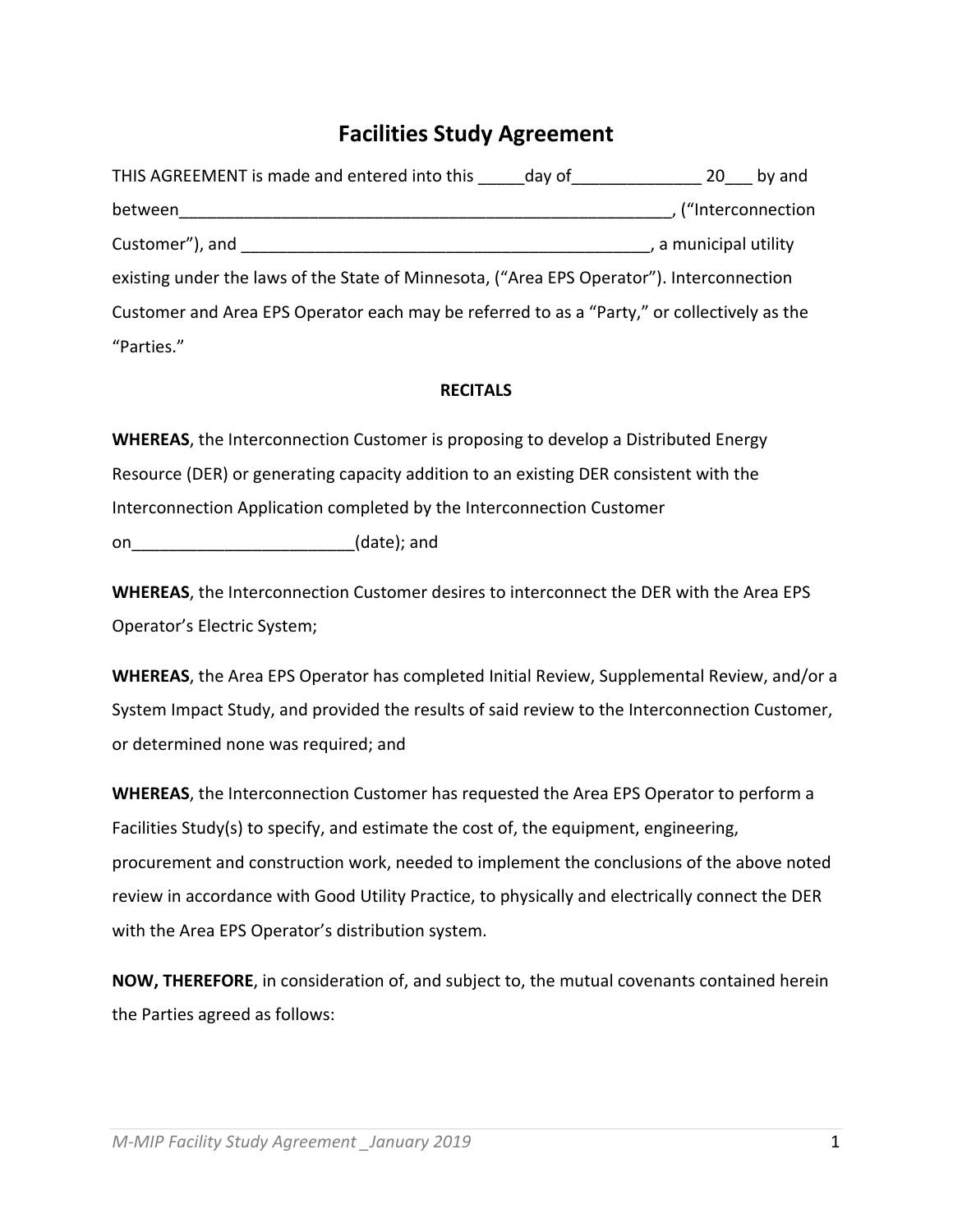# Facilities Study Agreement

THIS AGREEMENT is made and entered into this _____day of______________ 20___ by and between_______________________________________________________, ("Interconnection Customer"), and _____________________________________________, a municipal utility existing under the laws of the State of Minnesota, ("Area EPS Operator"). Interconnection Customer and Area EPS Operator each may be referred to as a "Party," or collectively as the "Parties."

**RECITALS**

**WHEREAS**, the Interconnection Customer is proposing to develop a Distributed Energy Resource (DER) or generating capacity addition to an existing DER consistent with the Interconnection Application completed by the Interconnection Customer on________________________(date); and

**WHEREAS**, the Interconnection Customer desires to interconnect the DER with the Area EPS Operator's Electric System;

**WHEREAS**, the Area EPS Operator has completed Initial Review, Supplemental Review, and/or a System Impact Study, and provided the results of said review to the Interconnection Customer, or determined none was required; and

**WHEREAS**, the Interconnection Customer has requested the Area EPS Operator to perform a Facilities Study(s) to specify, and estimate the cost of, the equipment, engineering, procurement and construction work, needed to implement the conclusions of the above noted review in accordance with Good Utility Practice, to physically and electrically connect the DER with the Area EPS Operator's distribution system.

**NOW, THEREFORE**, in consideration of, and subject to, the mutual covenants contained herein the Parties agreed as follows: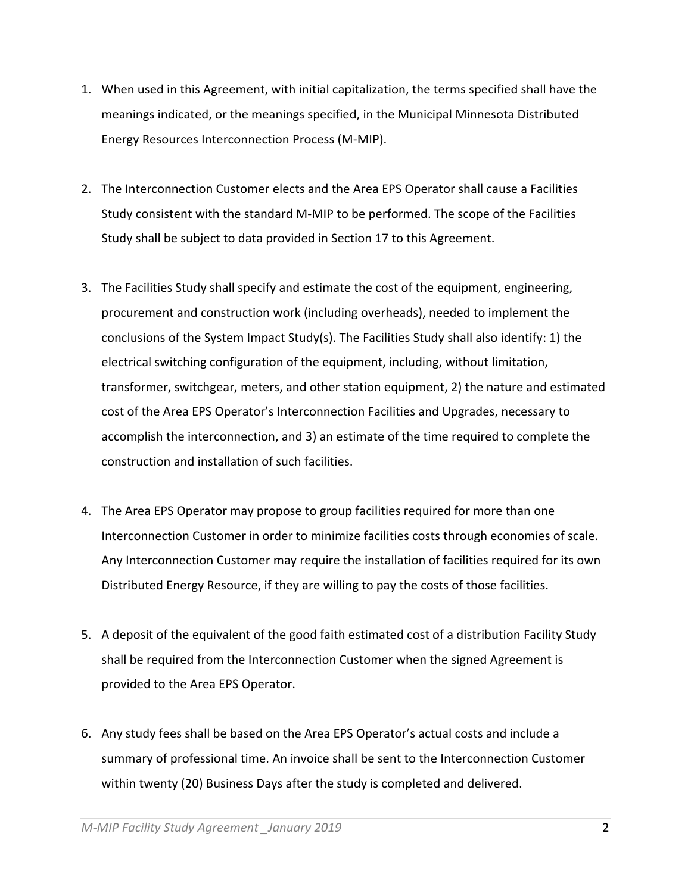1. When used in this Agreement, with initial capitalization, the terms specified shall have the meanings indicated, or the meanings specified, in the Municipal Minnesota Distributed Energy Resources Interconnection Process (M-MIP).

2. The Interconnection Customer elects and the Area EPS Operator shall cause a Facilities Study consistent with the standard M-MIP to be performed. The scope of the Facilities Study shall be subject to data provided in Section 17 to this Agreement.

3. The Facilities Study shall specify and estimate the cost of the equipment, engineering, procurement and construction work (including overheads), needed to implement the conclusions of the System Impact Study(s). The Facilities Study shall also identify: 1) the electrical switching configuration of the equipment, including, without limitation, transformer, switchgear, meters, and other station equipment, 2) the nature and estimated cost of the Area EPS Operator's Interconnection Facilities and Upgrades, necessary to accomplish the interconnection, and 3) an estimate of the time required to complete the construction and installation of such facilities.

4. The Area EPS Operator may propose to group facilities required for more than one Interconnection Customer in order to minimize facilities costs through economies of scale. Any Interconnection Customer may require the installation of facilities required for its own Distributed Energy Resource, if they are willing to pay the costs of those facilities.

5. A deposit of the equivalent of the good faith estimated cost of a distribution Facility Study shall be required from the Interconnection Customer when the signed Agreement is provided to the Area EPS Operator.

6. Any study fees shall be based on the Area EPS Operator's actual costs and include a summary of professional time. An invoice shall be sent to the Interconnection Customer within twenty (20) Business Days after the study is completed and delivered.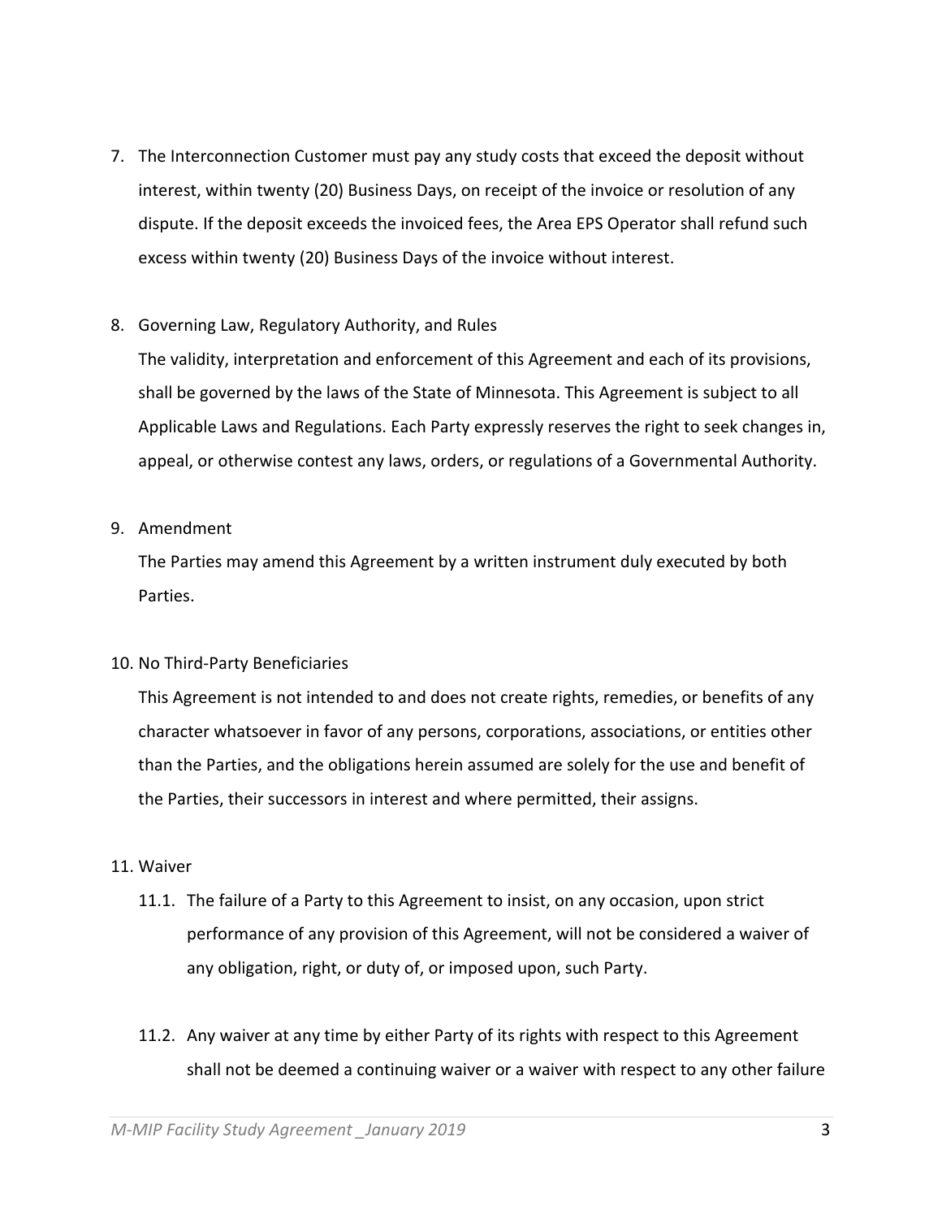7. The Interconnection Customer must pay any study costs that exceed the deposit without interest, within twenty (20) Business Days, on receipt of the invoice or resolution of any dispute. If the deposit exceeds the invoiced fees, the Area EPS Operator shall refund such excess within twenty (20) Business Days of the invoice without interest.

8. Governing Law, Regulatory Authority, and Rules

   The validity, interpretation and enforcement of this Agreement and each of its provisions, shall be governed by the laws of the State of Minnesota. This Agreement is subject to all Applicable Laws and Regulations. Each Party expressly reserves the right to seek changes in, appeal, or otherwise contest any laws, orders, or regulations of a Governmental Authority.

9. Amendment

   The Parties may amend this Agreement by a written instrument duly executed by both Parties.

10. No Third-Party Beneficiaries

    This Agreement is not intended to and does not create rights, remedies, or benefits of any character whatsoever in favor of any persons, corporations, associations, or entities other than the Parties, and the obligations herein assumed are solely for the use and benefit of the Parties, their successors in interest and where permitted, their assigns.

11. Waiver

    11.1. The failure of a Party to this Agreement to insist, on any occasion, upon strict performance of any provision of this Agreement, will not be considered a waiver of any obligation, right, or duty of, or imposed upon, such Party.

    11.2. Any waiver at any time by either Party of its rights with respect to this Agreement shall not be deemed a continuing waiver or a waiver with respect to any other failure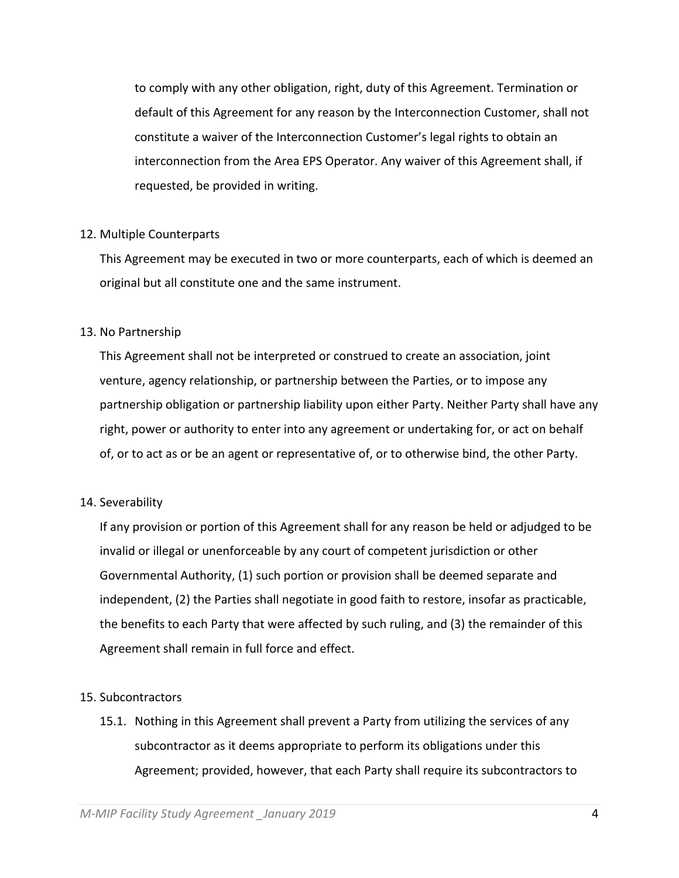to comply with any other obligation, right, duty of this Agreement. Termination or default of this Agreement for any reason by the Interconnection Customer, shall not constitute a waiver of the Interconnection Customer's legal rights to obtain an interconnection from the Area EPS Operator. Any waiver of this Agreement shall, if requested, be provided in writing.

12. Multiple Counterparts

This Agreement may be executed in two or more counterparts, each of which is deemed an original but all constitute one and the same instrument.

13. No Partnership

This Agreement shall not be interpreted or construed to create an association, joint venture, agency relationship, or partnership between the Parties, or to impose any partnership obligation or partnership liability upon either Party. Neither Party shall have any right, power or authority to enter into any agreement or undertaking for, or act on behalf of, or to act as or be an agent or representative of, or to otherwise bind, the other Party.

14. Severability

If any provision or portion of this Agreement shall for any reason be held or adjudged to be invalid or illegal or unenforceable by any court of competent jurisdiction or other Governmental Authority, (1) such portion or provision shall be deemed separate and independent, (2) the Parties shall negotiate in good faith to restore, insofar as practicable, the benefits to each Party that were affected by such ruling, and (3) the remainder of this Agreement shall remain in full force and effect.

15. Subcontractors

15.1. Nothing in this Agreement shall prevent a Party from utilizing the services of any subcontractor as it deems appropriate to perform its obligations under this Agreement; provided, however, that each Party shall require its subcontractors to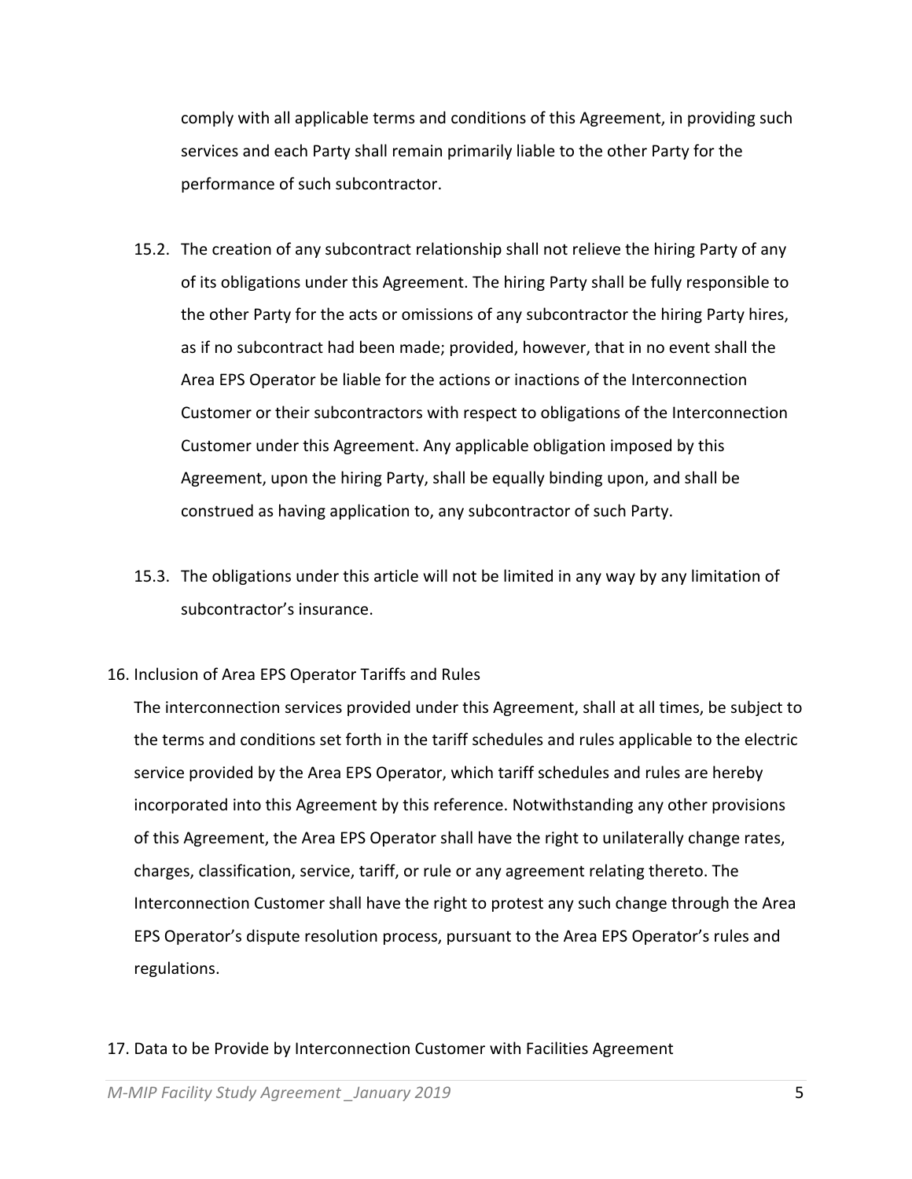comply with all applicable terms and conditions of this Agreement, in providing such services and each Party shall remain primarily liable to the other Party for the performance of such subcontractor.

15.2. The creation of any subcontract relationship shall not relieve the hiring Party of any of its obligations under this Agreement. The hiring Party shall be fully responsible to the other Party for the acts or omissions of any subcontractor the hiring Party hires, as if no subcontract had been made; provided, however, that in no event shall the Area EPS Operator be liable for the actions or inactions of the Interconnection Customer or their subcontractors with respect to obligations of the Interconnection Customer under this Agreement. Any applicable obligation imposed by this Agreement, upon the hiring Party, shall be equally binding upon, and shall be construed as having application to, any subcontractor of such Party.

15.3. The obligations under this article will not be limited in any way by any limitation of subcontractor's insurance.

16. Inclusion of Area EPS Operator Tariffs and Rules

The interconnection services provided under this Agreement, shall at all times, be subject to the terms and conditions set forth in the tariff schedules and rules applicable to the electric service provided by the Area EPS Operator, which tariff schedules and rules are hereby incorporated into this Agreement by this reference. Notwithstanding any other provisions of this Agreement, the Area EPS Operator shall have the right to unilaterally change rates, charges, classification, service, tariff, or rule or any agreement relating thereto. The Interconnection Customer shall have the right to protest any such change through the Area EPS Operator's dispute resolution process, pursuant to the Area EPS Operator's rules and regulations.

17. Data to be Provide by Interconnection Customer with Facilities Agreement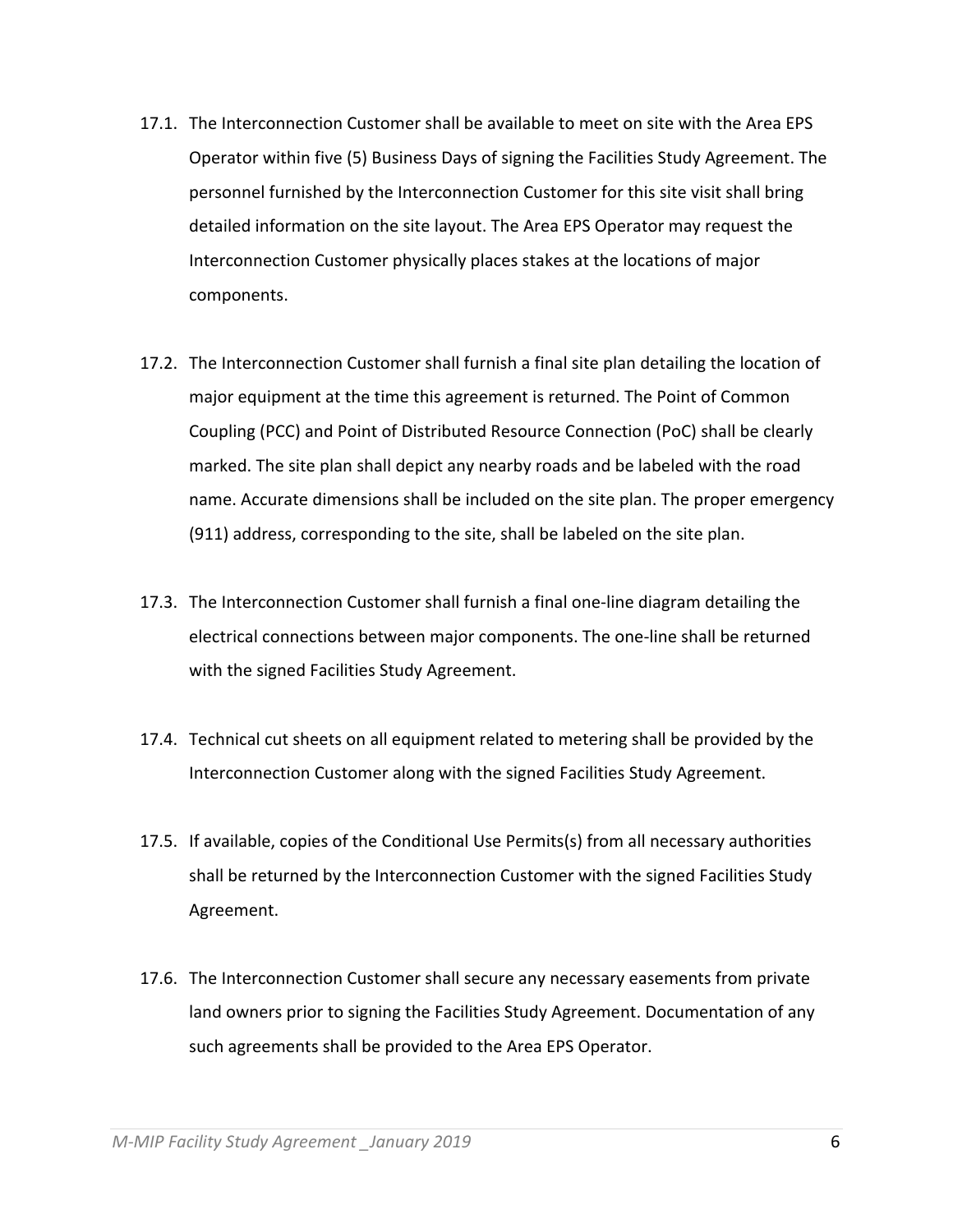17.1. The Interconnection Customer shall be available to meet on site with the Area EPS Operator within five (5) Business Days of signing the Facilities Study Agreement. The personnel furnished by the Interconnection Customer for this site visit shall bring detailed information on the site layout. The Area EPS Operator may request the Interconnection Customer physically places stakes at the locations of major components.

17.2. The Interconnection Customer shall furnish a final site plan detailing the location of major equipment at the time this agreement is returned. The Point of Common Coupling (PCC) and Point of Distributed Resource Connection (PoC) shall be clearly marked. The site plan shall depict any nearby roads and be labeled with the road name. Accurate dimensions shall be included on the site plan. The proper emergency (911) address, corresponding to the site, shall be labeled on the site plan.

17.3. The Interconnection Customer shall furnish a final one-line diagram detailing the electrical connections between major components. The one-line shall be returned with the signed Facilities Study Agreement.

17.4. Technical cut sheets on all equipment related to metering shall be provided by the Interconnection Customer along with the signed Facilities Study Agreement.

17.5. If available, copies of the Conditional Use Permits(s) from all necessary authorities shall be returned by the Interconnection Customer with the signed Facilities Study Agreement.

17.6. The Interconnection Customer shall secure any necessary easements from private land owners prior to signing the Facilities Study Agreement. Documentation of any such agreements shall be provided to the Area EPS Operator.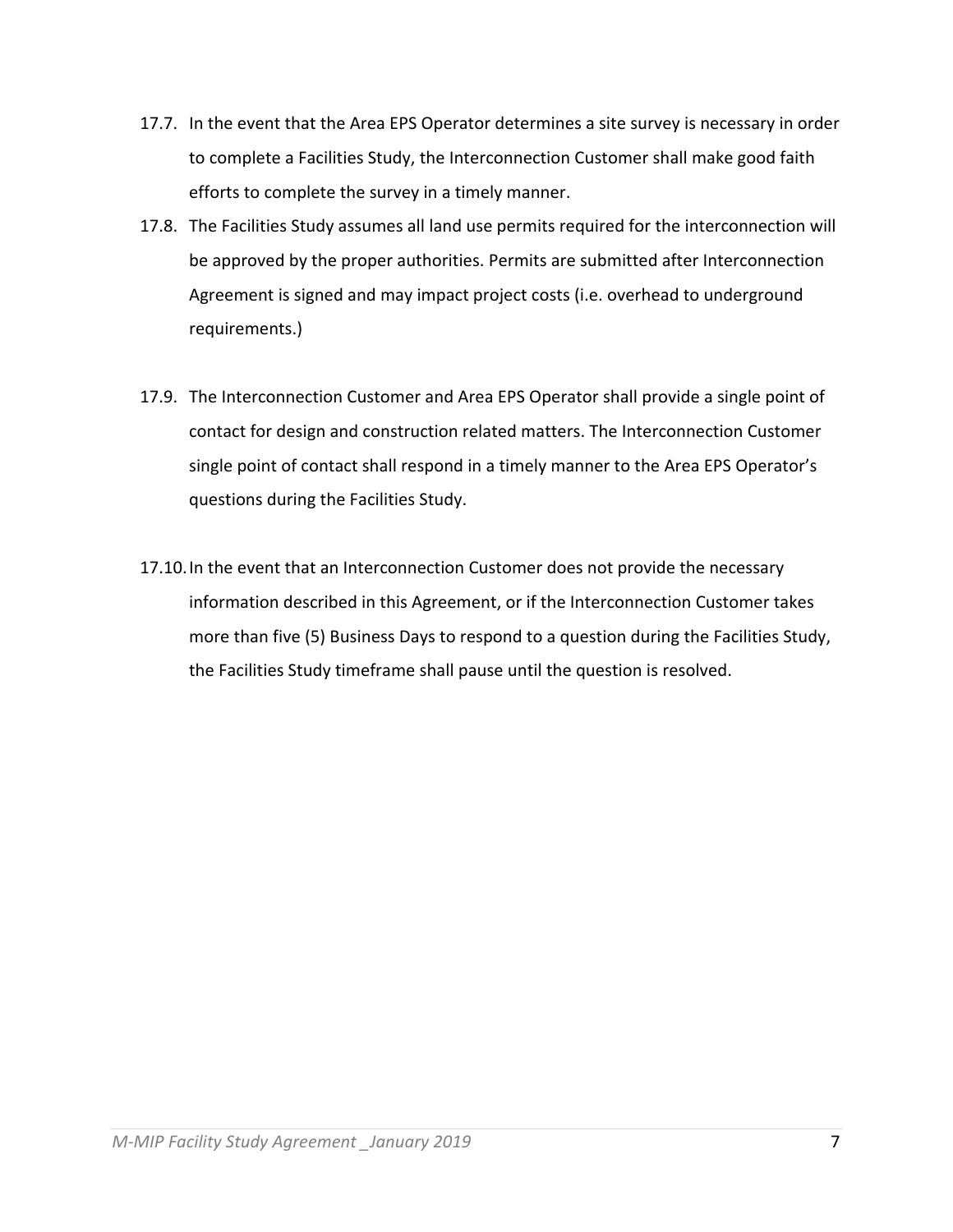17.7. In the event that the Area EPS Operator determines a site survey is necessary in order to complete a Facilities Study, the Interconnection Customer shall make good faith efforts to complete the survey in a timely manner.

17.8. The Facilities Study assumes all land use permits required for the interconnection will be approved by the proper authorities. Permits are submitted after Interconnection Agreement is signed and may impact project costs (i.e. overhead to underground requirements.)

17.9. The Interconnection Customer and Area EPS Operator shall provide a single point of contact for design and construction related matters. The Interconnection Customer single point of contact shall respond in a timely manner to the Area EPS Operator's questions during the Facilities Study.

17.10. In the event that an Interconnection Customer does not provide the necessary information described in this Agreement, or if the Interconnection Customer takes more than five (5) Business Days to respond to a question during the Facilities Study, the Facilities Study timeframe shall pause until the question is resolved.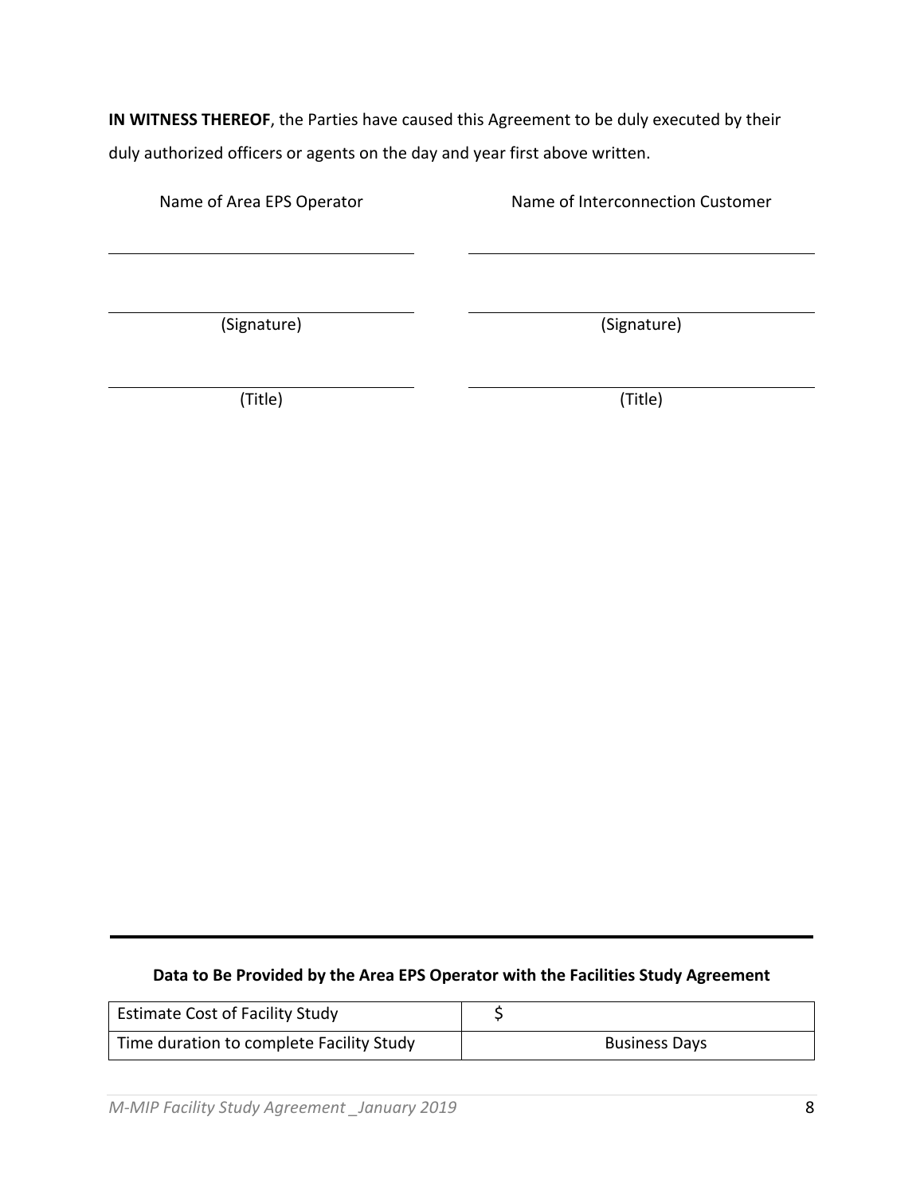**IN WITNESS THEREOF**, the Parties have caused this Agreement to be duly executed by their duly authorized officers or agents on the day and year first above written.

| Name of Area EPS Operator | Name of Interconnection Customer |
|---|---|
| ______________________________ | ______________________________ |
| ______________________________ | ______________________________ |
| (Signature) | (Signature) |
| ______________________________ | ______________________________ |
| (Title) | (Title) |

---

**Data to Be Provided by the Area EPS Operator with the Facilities Study Agreement**

| | |
|---|---|
| Estimate Cost of Facility Study | $ |
| Time duration to complete Facility Study | Business Days |